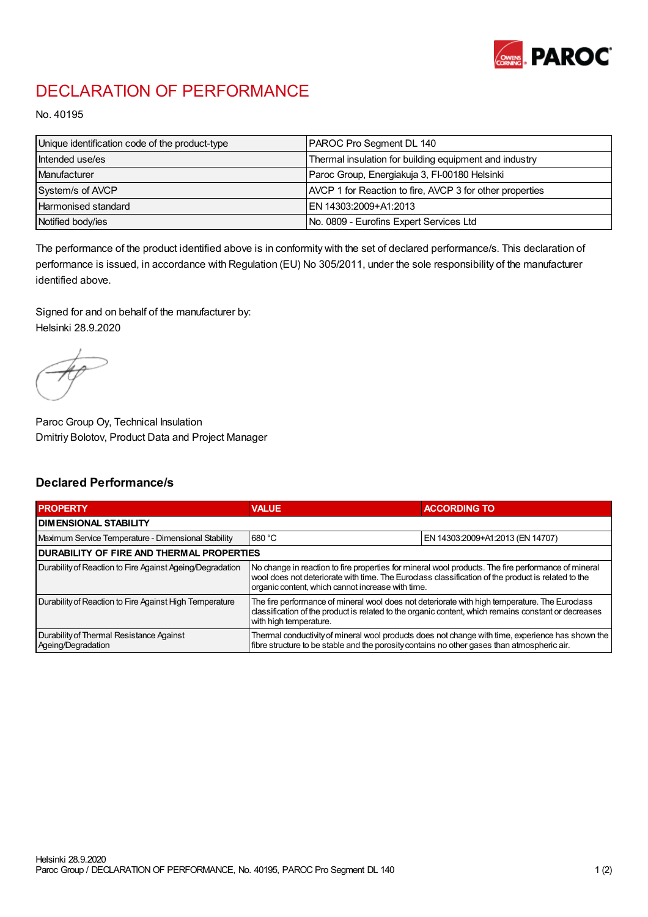# DECLARATION OF PERFORMANCE

No. 40195

| Unique identification code of the product-type | PAROC Pro Segment DL 140 |
|---|---|
| Intended use/es | Thermal insulation for building equipment and industry |
| Manufacturer | Paroc Group, Energiakuja 3, FI-00180 Helsinki |
| System/s of AVCP | AVCP 1 for Reaction to fire, AVCP 3 for other properties |
| Harmonised standard | EN 14303:2009+A1:2013 |
| Notified body/ies | No. 0809 - Eurofins Expert Services Ltd |

The performance of the product identified above is in conformity with the set of declared performance/s. This declaration of performance is issued, in accordance with Regulation (EU) No 305/2011, under the sole responsibility of the manufacturer identified above.

Signed for and on behalf of the manufacturer by:
Helsinki 28.9.2020

Paroc Group Oy, Technical Insulation
Dmitriy Bolotov, Product Data and Project Manager

## Declared Performance/s

| PROPERTY | VALUE | ACCORDING TO |
|---|---|---|
| **DIMENSIONAL STABILITY** | | |
| Maximum Service Temperature - Dimensional Stability | 680 °C | EN 14303:2009+A1:2013 (EN 14707) |
| **DURABILITY OF FIRE AND THERMAL PROPERTIES** | | |
| Durability of Reaction to Fire Against Ageing/Degradation | No change in reaction to fire properties for mineral wool products. The fire performance of mineral wool does not deteriorate with time. The Euroclass classification of the product is related to the organic content, which cannot increase with time. | |
| Durability of Reaction to Fire Against High Temperature | The fire performance of mineral wool does not deteriorate with high temperature. The Euroclass classification of the product is related to the organic content, which remains constant or decreases with high temperature. | |
| Durability of Thermal Resistance Against Ageing/Degradation | Thermal conductivity of mineral wool products does not change with time, experience has shown the fibre structure to be stable and the porosity contains no other gases than atmospheric air. | |

Helsinki 28.9.2020
Paroc Group / DECLARATION OF PERFORMANCE, No. 40195, PAROC Pro Segment DL 140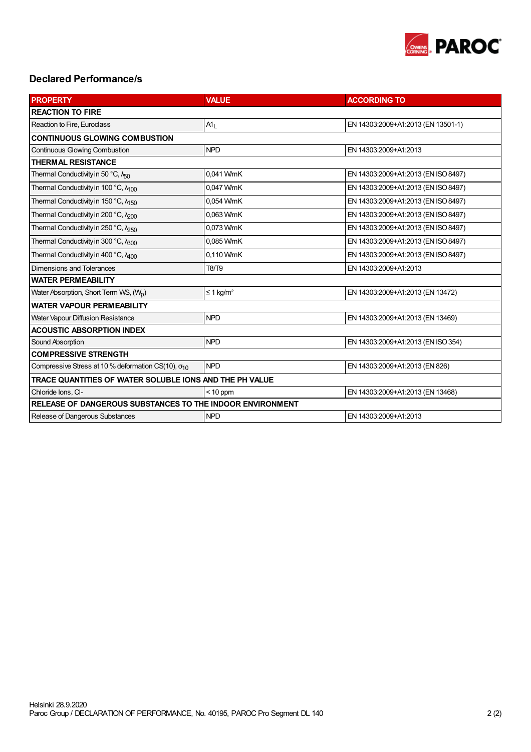## Declared Performance/s

| PROPERTY | VALUE | ACCORDING TO |
|---|---|---|
| **REACTION TO FIRE** | | |
| Reaction to Fire, Euroclass | $A1_L$ | EN 14303:2009+A1:2013 (EN 13501-1) |
| **CONTINUOUS GLOWING COMBUSTION** | | |
| Continuous Glowing Combustion | NPD | EN 14303:2009+A1:2013 |
| **THERMAL RESISTANCE** | | |
| Thermal Conductivity in 50 °C, $\lambda_{50}$ | 0,041 W/mK | EN 14303:2009+A1:2013 (EN ISO 8497) |
| Thermal Conductivity in 100 °C, $\lambda_{100}$ | 0,047 W/mK | EN 14303:2009+A1:2013 (EN ISO 8497) |
| Thermal Conductivity in 150 °C, $\lambda_{150}$ | 0,054 W/mK | EN 14303:2009+A1:2013 (EN ISO 8497) |
| Thermal Conductivity in 200 °C, $\lambda_{200}$ | 0,063 W/mK | EN 14303:2009+A1:2013 (EN ISO 8497) |
| Thermal Conductivity in 250 °C, $\lambda_{250}$ | 0,073 W/mK | EN 14303:2009+A1:2013 (EN ISO 8497) |
| Thermal Conductivity in 300 °C, $\lambda_{300}$ | 0,085 W/mK | EN 14303:2009+A1:2013 (EN ISO 8497) |
| Thermal Conductivity in 400 °C, $\lambda_{400}$ | 0,110 W/mK | EN 14303:2009+A1:2013 (EN ISO 8497) |
| Dimensions and Tolerances | T8/T9 | EN 14303:2009+A1:2013 |
| **WATER PERMEABILITY** | | |
| Water Absorption, Short Term WS, ($W_p$) | ≤ 1 kg/m² | EN 14303:2009+A1:2013 (EN 13472) |
| **WATER VAPOUR PERMEABILITY** | | |
| Water Vapour Diffusion Resistance | NPD | EN 14303:2009+A1:2013 (EN 13469) |
| **ACOUSTIC ABSORPTION INDEX** | | |
| Sound Absorption | NPD | EN 14303:2009+A1:2013 (EN ISO 354) |
| **COMPRESSIVE STRENGTH** | | |
| Compressive Stress at 10 % deformation CS(10), $\sigma_{10}$ | NPD | EN 14303:2009+A1:2013 (EN 826) |
| **TRACE QUANTITIES OF WATER SOLUBLE IONS AND THE PH VALUE** | | |
| Chloride Ions, Cl- | < 10 ppm | EN 14303:2009+A1:2013 (EN 13468) |
| **RELEASE OF DANGEROUS SUBSTANCES TO THE INDOOR ENVIRONMENT** | | |
| Release of Dangerous Substances | NPD | EN 14303:2009+A1:2013 |

Helsinki 28.9.2020

Paroc Group / DECLARATION OF PERFORMANCE, No. 40195, PAROC Pro Segment DL 140